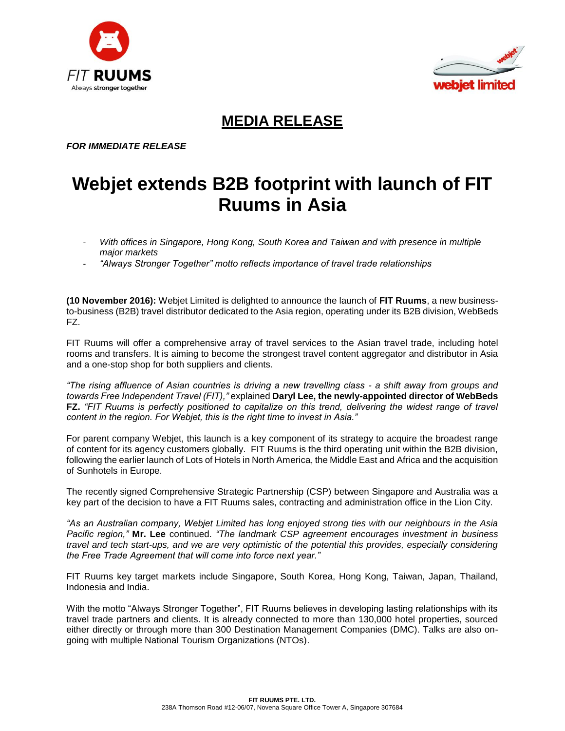FIT RUUMS
Always stronger together

webjet limited

# MEDIA RELEASE

***FOR IMMEDIATE RELEASE***

# Webjet extends B2B footprint with launch of FIT Ruums in Asia

- *With offices in Singapore, Hong Kong, South Korea and Taiwan and with presence in multiple major markets*
- *"Always Stronger Together" motto reflects importance of travel trade relationships*

**(10 November 2016):** Webjet Limited is delighted to announce the launch of **FIT Ruums**, a new business-to-business (B2B) travel distributor dedicated to the Asia region, operating under its B2B division, WebBeds FZ.

FIT Ruums will offer a comprehensive array of travel services to the Asian travel trade, including hotel rooms and transfers. It is aiming to become the strongest travel content aggregator and distributor in Asia and a one-stop shop for both suppliers and clients.

*"The rising affluence of Asian countries is driving a new travelling class - a shift away from groups and towards Free Independent Travel (FIT),"* explained **Daryl Lee, the newly-appointed director of WebBeds FZ.** *"FIT Ruums is perfectly positioned to capitalize on this trend, delivering the widest range of travel content in the region. For Webjet, this is the right time to invest in Asia."*

For parent company Webjet, this launch is a key component of its strategy to acquire the broadest range of content for its agency customers globally. FIT Ruums is the third operating unit within the B2B division, following the earlier launch of Lots of Hotels in North America, the Middle East and Africa and the acquisition of Sunhotels in Europe.

The recently signed Comprehensive Strategic Partnership (CSP) between Singapore and Australia was a key part of the decision to have a FIT Ruums sales, contracting and administration office in the Lion City.

*"As an Australian company, Webjet Limited has long enjoyed strong ties with our neighbours in the Asia Pacific region,"* **Mr. Lee** continued. *"The landmark CSP agreement encourages investment in business travel and tech start-ups, and we are very optimistic of the potential this provides, especially considering the Free Trade Agreement that will come into force next year."*

FIT Ruums key target markets include Singapore, South Korea, Hong Kong, Taiwan, Japan, Thailand, Indonesia and India.

With the motto "Always Stronger Together", FIT Ruums believes in developing lasting relationships with its travel trade partners and clients. It is already connected to more than 130,000 hotel properties, sourced either directly or through more than 300 Destination Management Companies (DMC). Talks are also on-going with multiple National Tourism Organizations (NTOs).

**FIT RUUMS PTE. LTD.**
238A Thomson Road #12-06/07, Novena Square Office Tower A, Singapore 307684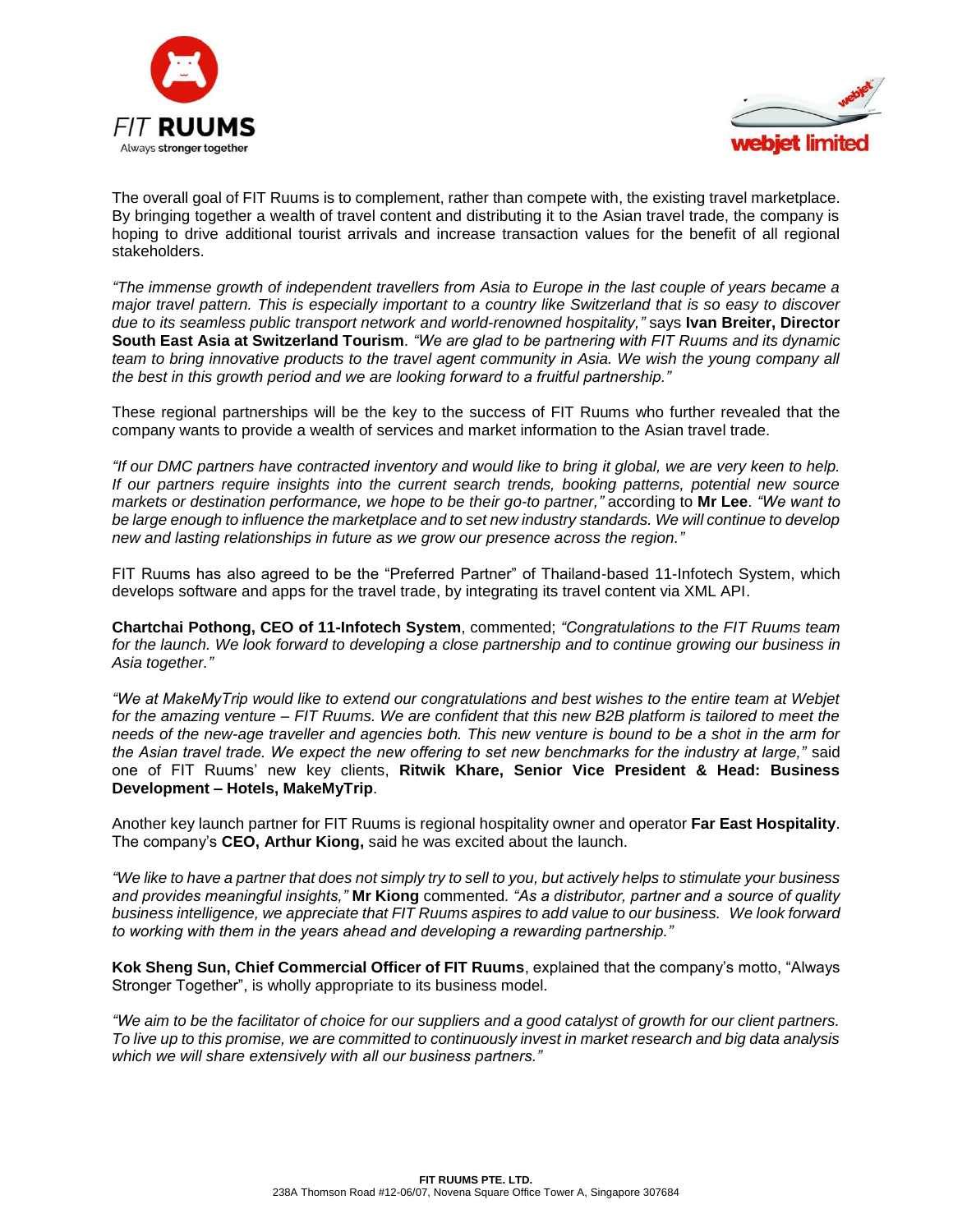The overall goal of FIT Ruums is to complement, rather than compete with, the existing travel marketplace. By bringing together a wealth of travel content and distributing it to the Asian travel trade, the company is hoping to drive additional tourist arrivals and increase transaction values for the benefit of all regional stakeholders.

*"The immense growth of independent travellers from Asia to Europe in the last couple of years became a major travel pattern. This is especially important to a country like Switzerland that is so easy to discover due to its seamless public transport network and world-renowned hospitality,"* says **Ivan Breiter, Director South East Asia at Switzerland Tourism**. *"We are glad to be partnering with FIT Ruums and its dynamic team to bring innovative products to the travel agent community in Asia. We wish the young company all the best in this growth period and we are looking forward to a fruitful partnership."*

These regional partnerships will be the key to the success of FIT Ruums who further revealed that the company wants to provide a wealth of services and market information to the Asian travel trade.

*"If our DMC partners have contracted inventory and would like to bring it global, we are very keen to help. If our partners require insights into the current search trends, booking patterns, potential new source markets or destination performance, we hope to be their go-to partner,"* according to **Mr Lee**. *"We want to be large enough to influence the marketplace and to set new industry standards. We will continue to develop new and lasting relationships in future as we grow our presence across the region."*

FIT Ruums has also agreed to be the "Preferred Partner" of Thailand-based 11-Infotech System, which develops software and apps for the travel trade, by integrating its travel content via XML API.

**Chartchai Pothong, CEO of 11-Infotech System**, commented; *"Congratulations to the FIT Ruums team for the launch. We look forward to developing a close partnership and to continue growing our business in Asia together."*

*"We at MakeMyTrip would like to extend our congratulations and best wishes to the entire team at Webjet for the amazing venture – FIT Ruums. We are confident that this new B2B platform is tailored to meet the needs of the new-age traveller and agencies both. This new venture is bound to be a shot in the arm for the Asian travel trade. We expect the new offering to set new benchmarks for the industry at large,"* said one of FIT Ruums' new key clients, **Ritwik Khare, Senior Vice President & Head: Business Development – Hotels, MakeMyTrip**.

Another key launch partner for FIT Ruums is regional hospitality owner and operator **Far East Hospitality**. The company's **CEO, Arthur Kiong,** said he was excited about the launch.

*"We like to have a partner that does not simply try to sell to you, but actively helps to stimulate your business and provides meaningful insights,"* **Mr Kiong** commented. *"As a distributor, partner and a source of quality business intelligence, we appreciate that FIT Ruums aspires to add value to our business. We look forward to working with them in the years ahead and developing a rewarding partnership."*

**Kok Sheng Sun, Chief Commercial Officer of FIT Ruums**, explained that the company's motto, "Always Stronger Together", is wholly appropriate to its business model.

*"We aim to be the facilitator of choice for our suppliers and a good catalyst of growth for our client partners. To live up to this promise, we are committed to continuously invest in market research and big data analysis which we will share extensively with all our business partners."*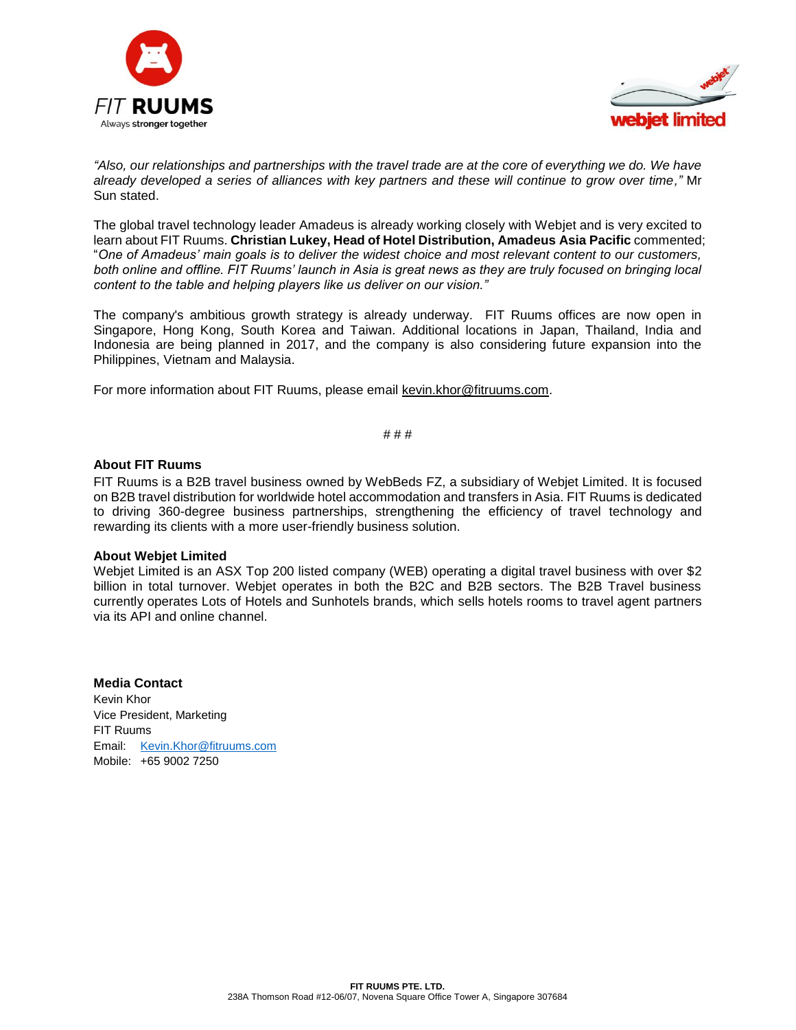*"Also, our relationships and partnerships with the travel trade are at the core of everything we do. We have already developed a series of alliances with key partners and these will continue to grow over time,"* Mr Sun stated.

The global travel technology leader Amadeus is already working closely with Webjet and is very excited to learn about FIT Ruums. **Christian Lukey, Head of Hotel Distribution, Amadeus Asia Pacific** commented; "*One of Amadeus' main goals is to deliver the widest choice and most relevant content to our customers, both online and offline. FIT Ruums' launch in Asia is great news as they are truly focused on bringing local content to the table and helping players like us deliver on our vision."*

The company's ambitious growth strategy is already underway. FIT Ruums offices are now open in Singapore, Hong Kong, South Korea and Taiwan. Additional locations in Japan, Thailand, India and Indonesia are being planned in 2017, and the company is also considering future expansion into the Philippines, Vietnam and Malaysia.

For more information about FIT Ruums, please email kevin.khor@fitruums.com.

# # #

**About FIT Ruums**

FIT Ruums is a B2B travel business owned by WebBeds FZ, a subsidiary of Webjet Limited. It is focused on B2B travel distribution for worldwide hotel accommodation and transfers in Asia. FIT Ruums is dedicated to driving 360-degree business partnerships, strengthening the efficiency of travel technology and rewarding its clients with a more user-friendly business solution.

**About Webjet Limited**

Webjet Limited is an ASX Top 200 listed company (WEB) operating a digital travel business with over $2 billion in total turnover. Webjet operates in both the B2C and B2B sectors. The B2B Travel business currently operates Lots of Hotels and Sunhotels brands, which sells hotels rooms to travel agent partners via its API and online channel.

**Media Contact**

Kevin Khor
Vice President, Marketing
FIT Ruums
Email: Kevin.Khor@fitruums.com
Mobile: +65 9002 7250